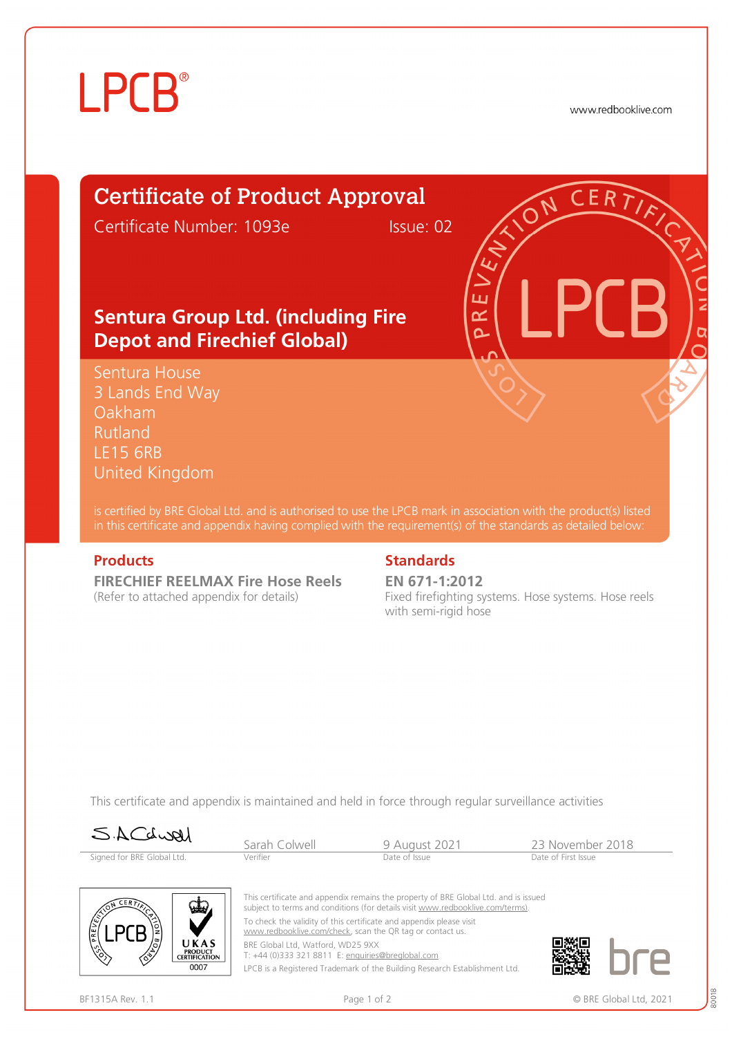LPCB®

www.redbooklive.com

# Certificate of Product Approval

Certificate Number: 1093e    Issue: 02

## Sentura Group Ltd. (including Fire Depot and Firechief Global)

Sentura House
3 Lands End Way
Oakham
Rutland
LE15 6RB
United Kingdom

is certified by BRE Global Ltd. and is authorised to use the LPCB mark in association with the product(s) listed in this certificate and appendix having complied with the requirement(s) of the standards as detailed below:

### Products

**FIRECHIEF REELMAX Fire Hose Reels**
(Refer to attached appendix for details)

### Standards

**EN 671-1:2012**
Fixed firefighting systems. Hose systems. Hose reels with semi-rigid hose

This certificate and appendix is maintained and held in force through regular surveillance activities

| S.A.Colwell | Sarah Colwell | 9 August 2021 | 23 November 2018 |
|---|---|---|---|
| Signed for BRE Global Ltd. | Verifier | Date of Issue | Date of First Issue |

This certificate and appendix remains the property of BRE Global Ltd. and is issued subject to terms and conditions (for details visit www.redbooklive.com/terms).

To check the validity of this certificate and appendix please visit www.redbooklive.com/check, scan the QR tag or contact us.

BRE Global Ltd, Watford, WD25 9XX
T: +44 (0)333 321 8811 E: enquiries@breglobal.com

LPCB is a Registered Trademark of the Building Research Establishment Ltd.

UKAS PRODUCT CERTIFICATION 0007

BF1315A Rev. 1.1

© BRE Global Ltd, 2021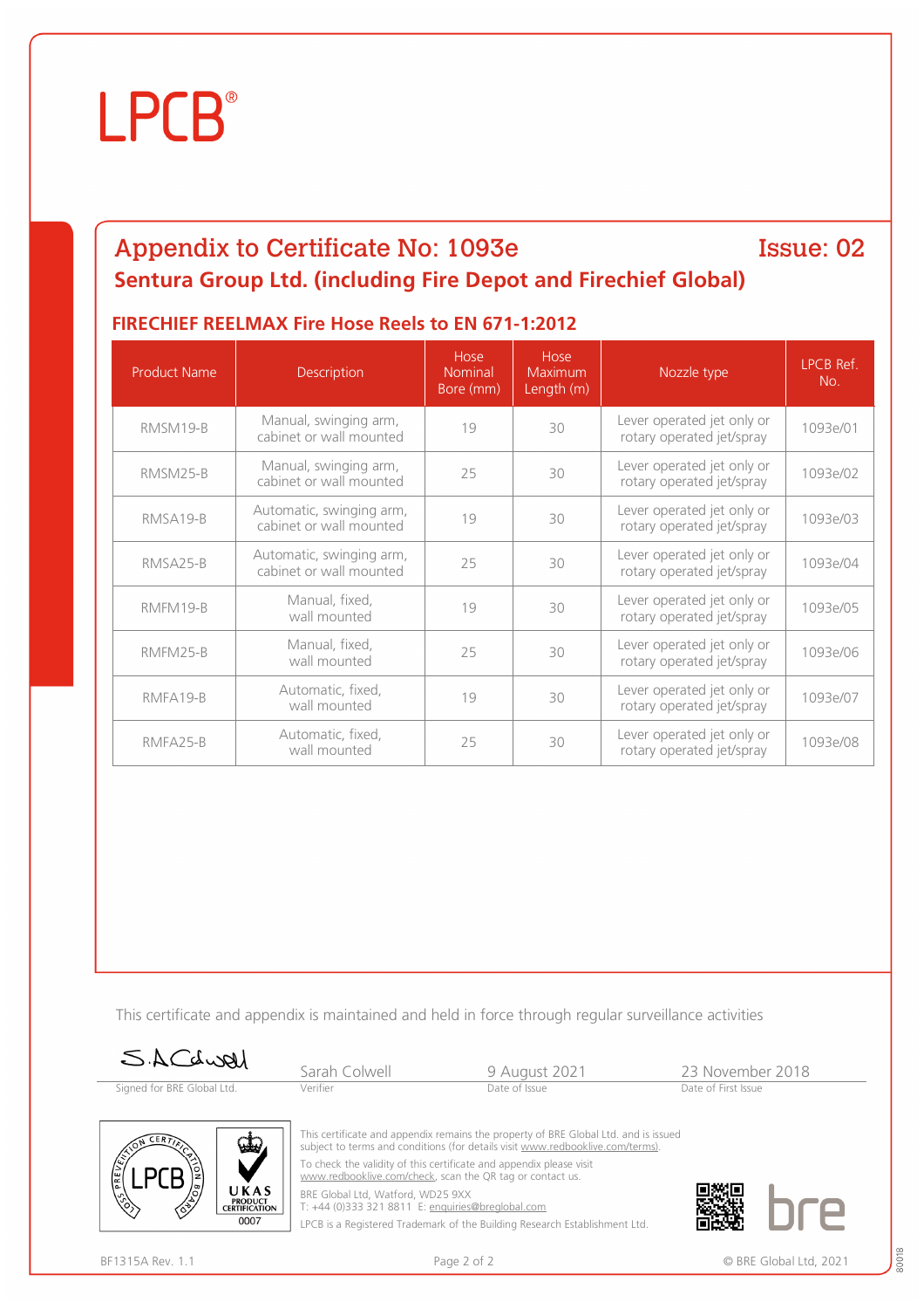LPCB®

## Appendix to Certificate No: 1093e

Issue: 02

### Sentura Group Ltd. (including Fire Depot and Firechief Global)

### FIRECHIEF REELMAX Fire Hose Reels to EN 671-1:2012

| Product Name | Description | Hose Nominal Bore (mm) | Hose Maximum Length (m) | Nozzle type | LPCB Ref. No. |
|---|---|---|---|---|---|
| RMSM19-B | Manual, swinging arm, cabinet or wall mounted | 19 | 30 | Lever operated jet only or rotary operated jet/spray | 1093e/01 |
| RMSM25-B | Manual, swinging arm, cabinet or wall mounted | 25 | 30 | Lever operated jet only or rotary operated jet/spray | 1093e/02 |
| RMSA19-B | Automatic, swinging arm, cabinet or wall mounted | 19 | 30 | Lever operated jet only or rotary operated jet/spray | 1093e/03 |
| RMSA25-B | Automatic, swinging arm, cabinet or wall mounted | 25 | 30 | Lever operated jet only or rotary operated jet/spray | 1093e/04 |
| RMFM19-B | Manual, fixed, wall mounted | 19 | 30 | Lever operated jet only or rotary operated jet/spray | 1093e/05 |
| RMFM25-B | Manual, fixed, wall mounted | 25 | 30 | Lever operated jet only or rotary operated jet/spray | 1093e/06 |
| RMFA19-B | Automatic, fixed, wall mounted | 19 | 30 | Lever operated jet only or rotary operated jet/spray | 1093e/07 |
| RMFA25-B | Automatic, fixed, wall mounted | 25 | 30 | Lever operated jet only or rotary operated jet/spray | 1093e/08 |

This certificate and appendix is maintained and held in force through regular surveillance activities

| Signed for BRE Global Ltd. | Sarah Colwell | 9 August 2021 | 23 November 2018 |
|---|---|---|---|
| | Verifier | Date of Issue | Date of First Issue |

This certificate and appendix remains the property of BRE Global Ltd. and is issued subject to terms and conditions (for details visit www.redbooklive.com/terms).

To check the validity of this certificate and appendix please visit www.redbooklive.com/check, scan the QR tag or contact us.

BRE Global Ltd, Watford, WD25 9XX
T: +44 (0)333 321 8811 E: enquiries@breglobal.com

LPCB is a Registered Trademark of the Building Research Establishment Ltd.

BF1315A Rev. 1.1

© BRE Global Ltd, 2021